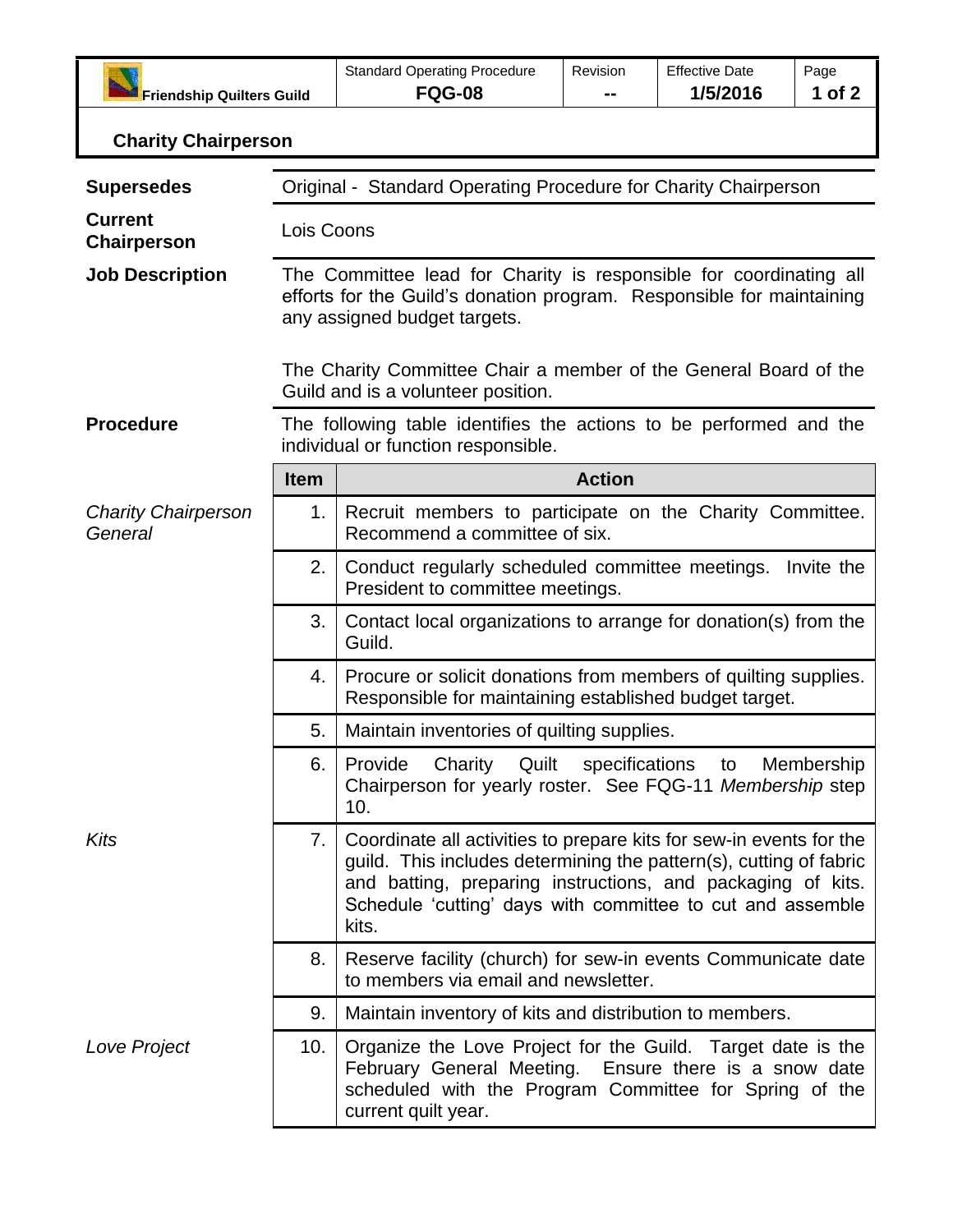| Friendship Quilters Guild | Standard Operating Procedure **FQG-08** | Revision **--** | Effective Date **1/5/2016** |
|---|---|---|---|

## Charity Chairperson

**Supersedes**

Original - Standard Operating Procedure for Charity Chairperson

**Current Chairperson**

Lois Coons

**Job Description**

The Committee lead for Charity is responsible for coordinating all efforts for the Guild's donation program. Responsible for maintaining any assigned budget targets.

The Charity Committee Chair a member of the General Board of the Guild and is a volunteer position.

**Procedure**

The following table identifies the actions to be performed and the individual or function responsible.

| | Item | Action |
|---|---|---|
| *Charity Chairperson General* | 1. | Recruit members to participate on the Charity Committee. Recommend a committee of six. |
| | 2. | Conduct regularly scheduled committee meetings. Invite the President to committee meetings. |
| | 3. | Contact local organizations to arrange for donation(s) from the Guild. |
| | 4. | Procure or solicit donations from members of quilting supplies. Responsible for maintaining established budget target. |
| | 5. | Maintain inventories of quilting supplies. |
| | 6. | Provide Charity Quilt specifications to Membership Chairperson for yearly roster. See FQG-11 *Membership* step 10. |
| *Kits* | 7. | Coordinate all activities to prepare kits for sew-in events for the guild. This includes determining the pattern(s), cutting of fabric and batting, preparing instructions, and packaging of kits. Schedule 'cutting' days with committee to cut and assemble kits. |
| | 8. | Reserve facility (church) for sew-in events Communicate date to members via email and newsletter. |
| | 9. | Maintain inventory of kits and distribution to members. |
| *Love Project* | 10. | Organize the Love Project for the Guild. Target date is the February General Meeting. Ensure there is a snow date scheduled with the Program Committee for Spring of the current quilt year. |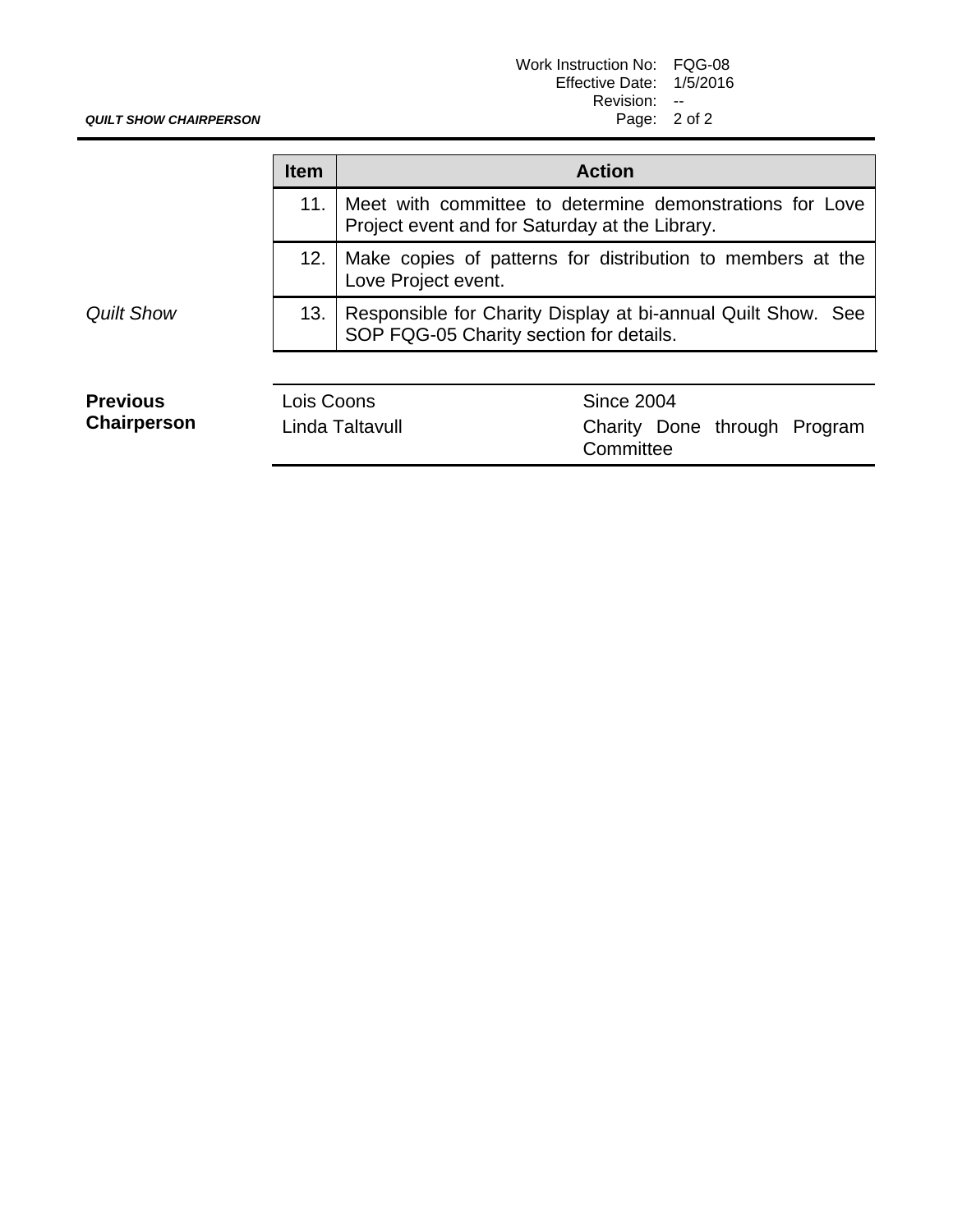| | Item | Action |
|---|---|---|
| | 11. | Meet with committee to determine demonstrations for Love Project event and for Saturday at the Library. |
| | 12. | Make copies of patterns for distribution to members at the Love Project event. |
| *Quilt Show* | 13. | Responsible for Charity Display at bi-annual Quilt Show. See SOP FQG-05 Charity section for details. |

| | | |
|---|---|---|
| **Previous Chairperson** | Lois Coons | Since 2004 |
| | Linda Taltavull | Charity Done through Program Committee |